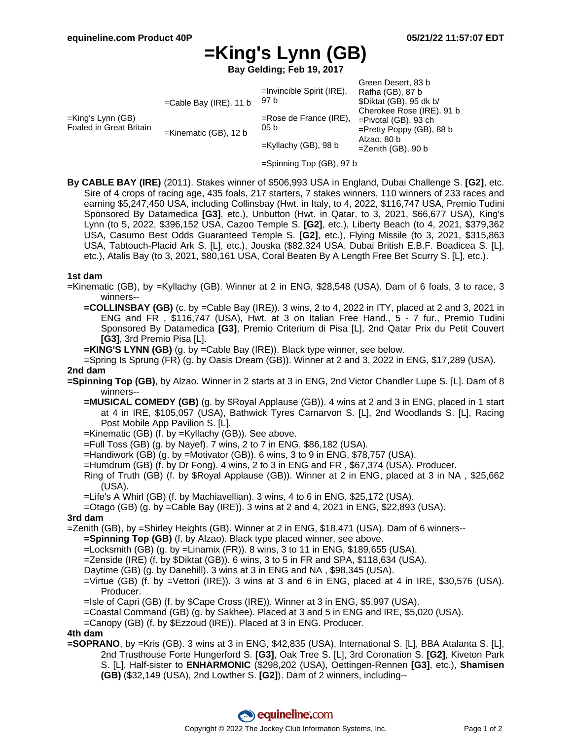# =King's Lynn (GB)

**Bay Gelding; Feb 19, 2017**

| | | | |
|---|---|---|---|
| =King's Lynn (GB) Foaled in Great Britain | =Cable Bay (IRE), 11 b | =Invincible Spirit (IRE), 97 b | Green Desert, 83 b |
| | | | Rafha (GB), 87 b |
| | | =Rose de France (IRE), 05 b | $Diktat (GB), 95 dk b/ |
| | | | Cherokee Rose (IRE), 91 b |
| | =Kinematic (GB), 12 b | =Kyllachy (GB), 98 b | =Pivotal (GB), 93 ch |
| | | | =Pretty Poppy (GB), 88 b |
| | | =Spinning Top (GB), 97 b | Alzao, 80 b |
| | | | =Zenith (GB), 90 b |

**By CABLE BAY (IRE)** (2011). Stakes winner of $506,993 USA in England, Dubai Challenge S. **[G2]**, etc. Sire of 4 crops of racing age, 435 foals, 217 starters, 7 stakes winners, 110 winners of 233 races and earning $5,247,450 USA, including Collinsbay (Hwt. in Italy, to 4, 2022, $116,747 USA, Premio Tudini Sponsored By Datamedica **[G3]**, etc.), Unbutton (Hwt. in Qatar, to 3, 2021, $66,677 USA), King's Lynn (to 5, 2022, $396,152 USA, Cazoo Temple S. **[G2]**, etc.), Liberty Beach (to 4, 2021, $379,362 USA, Casumo Best Odds Guaranteed Temple S. **[G2]**, etc.), Flying Missile (to 3, 2021, $315,863 USA, Tabtouch-Placid Ark S. [L], etc.), Jouska ($82,324 USA, Dubai British E.B.F. Boadicea S. [L], etc.), Atalis Bay (to 3, 2021, $80,161 USA, Coral Beaten By A Length Free Bet Scurry S. [L], etc.).

### 1st dam

=Kinematic (GB), by =Kyllachy (GB). Winner at 2 in ENG, $28,548 (USA). Dam of 6 foals, 3 to race, 3 winners--

- **=COLLINSBAY (GB)** (c. by =Cable Bay (IRE)). 3 wins, 2 to 4, 2022 in ITY, placed at 2 and 3, 2021 in ENG and FR , $116,747 (USA), Hwt. at 3 on Italian Free Hand., 5 - 7 fur., Premio Tudini Sponsored By Datamedica **[G3]**, Premio Criterium di Pisa [L], 2nd Qatar Prix du Petit Couvert **[G3]**, 3rd Premio Pisa [L].
- **=KING'S LYNN (GB)** (g. by =Cable Bay (IRE)). Black type winner, see below.
- =Spring Is Sprung (FR) (g. by Oasis Dream (GB)). Winner at 2 and 3, 2022 in ENG, $17,289 (USA).

### 2nd dam

**=Spinning Top (GB)**, by Alzao. Winner in 2 starts at 3 in ENG, 2nd Victor Chandler Lupe S. [L]. Dam of 8 winners--

- **=MUSICAL COMEDY (GB)** (g. by $Royal Applause (GB)). 4 wins at 2 and 3 in ENG, placed in 1 start at 4 in IRE, $105,057 (USA), Bathwick Tyres Carnarvon S. [L], 2nd Woodlands S. [L], Racing Post Mobile App Pavilion S. [L].
- =Kinematic (GB) (f. by =Kyllachy (GB)). See above.
- =Full Toss (GB) (g. by Nayef). 7 wins, 2 to 7 in ENG, $86,182 (USA).
- =Handiwork (GB) (g. by =Motivator (GB)). 6 wins, 3 to 9 in ENG, $78,757 (USA).
- =Humdrum (GB) (f. by Dr Fong). 4 wins, 2 to 3 in ENG and FR , $67,374 (USA). Producer.
- Ring of Truth (GB) (f. by $Royal Applause (GB)). Winner at 2 in ENG, placed at 3 in NA , $25,662 (USA).
- =Life's A Whirl (GB) (f. by Machiavellian). 3 wins, 4 to 6 in ENG, $25,172 (USA).
- =Otago (GB) (g. by =Cable Bay (IRE)). 3 wins at 2 and 4, 2021 in ENG, $22,893 (USA).

### 3rd dam

=Zenith (GB), by =Shirley Heights (GB). Winner at 2 in ENG, $18,471 (USA). Dam of 6 winners--

- **=Spinning Top (GB)** (f. by Alzao). Black type placed winner, see above.
- =Locksmith (GB) (g. by =Linamix (FR)). 8 wins, 3 to 11 in ENG, $189,655 (USA).
- =Zenside (IRE) (f. by $Diktat (GB)). 6 wins, 3 to 5 in FR and SPA, $118,634 (USA).
- Daytime (GB) (g. by Danehill). 3 wins at 3 in ENG and NA , $98,345 (USA).
- =Virtue (GB) (f. by =Vettori (IRE)). 3 wins at 3 and 6 in ENG, placed at 4 in IRE, $30,576 (USA). Producer.
- =Isle of Capri (GB) (f. by $Cape Cross (IRE)). Winner at 3 in ENG, $5,997 (USA).
- =Coastal Command (GB) (g. by Sakhee). Placed at 3 and 5 in ENG and IRE, $5,020 (USA).
- =Canopy (GB) (f. by $Ezzoud (IRE)). Placed at 3 in ENG. Producer.

### 4th dam

**=SOPRANO**, by =Kris (GB). 3 wins at 3 in ENG, $42,835 (USA), International S. [L], BBA Atalanta S. [L], 2nd Trusthouse Forte Hungerford S. **[G3]**, Oak Tree S. [L], 3rd Coronation S. **[G2]**, Kiveton Park S. [L]. Half-sister to **ENHARMONIC** ($298,202 (USA), Oettingen-Rennen **[G3]**, etc.), **Shamisen (GB)** ($32,149 (USA), 2nd Lowther S. **[G2]**). Dam of 2 winners, including--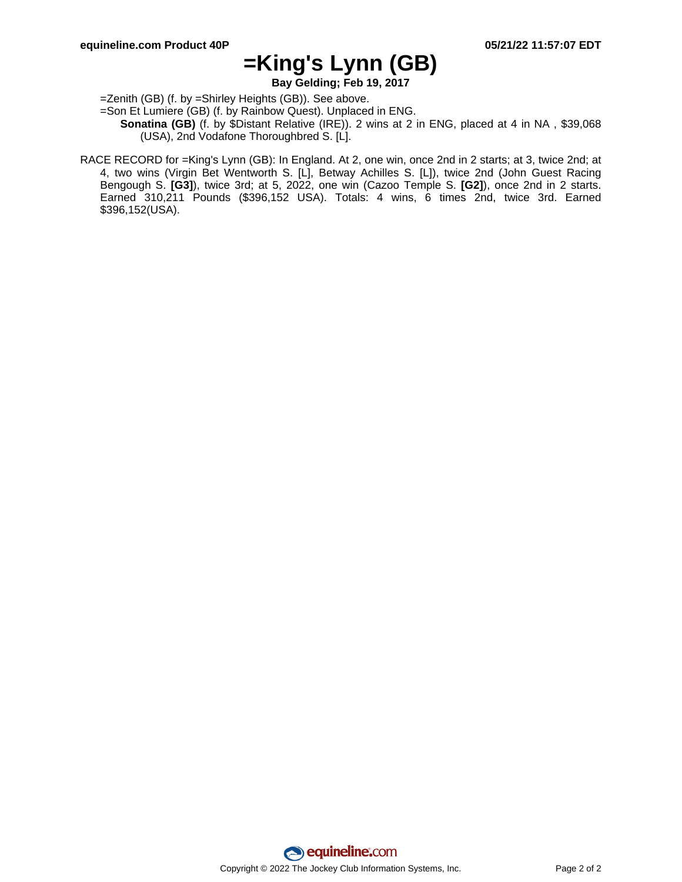# =King's Lynn (GB)

**Bay Gelding; Feb 19, 2017**

=Zenith (GB) (f. by =Shirley Heights (GB)). See above.

=Son Et Lumiere (GB) (f. by Rainbow Quest). Unplaced in ENG.

**Sonatina (GB)** (f. by $Distant Relative (IRE)). 2 wins at 2 in ENG, placed at 4 in NA , $39,068 (USA), 2nd Vodafone Thoroughbred S. [L].

RACE RECORD for =King's Lynn (GB): In England. At 2, one win, once 2nd in 2 starts; at 3, twice 2nd; at 4, two wins (Virgin Bet Wentworth S. [L], Betway Achilles S. [L]), twice 2nd (John Guest Racing Bengough S. **[G3]**), twice 3rd; at 5, 2022, one win (Cazoo Temple S. **[G2]**), once 2nd in 2 starts. Earned 310,211 Pounds ($396,152 USA). Totals: 4 wins, 6 times 2nd, twice 3rd. Earned $396,152(USA).